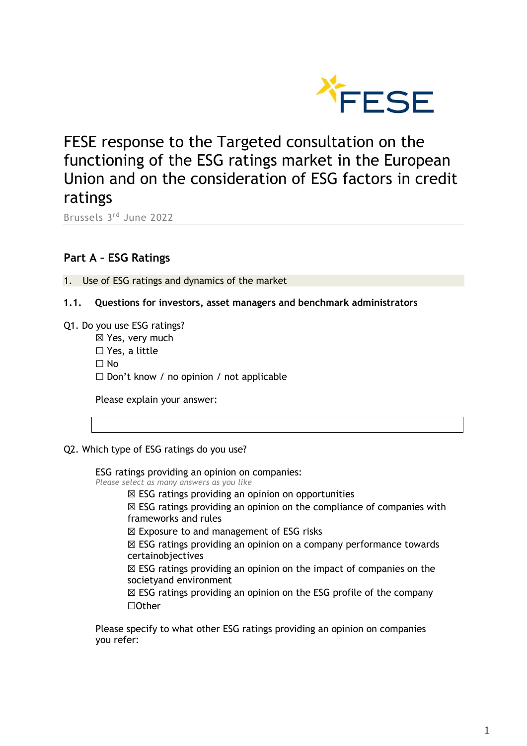# FESE response to the Targeted consultation on the functioning of the ESG ratings market in the European Union and on the consideration of ESG factors in credit ratings

Brussels 3rd June 2022

## Part A – ESG Ratings

### 1. Use of ESG ratings and dynamics of the market

#### 1.1. Questions for investors, asset managers and benchmark administrators

Q1. Do you use ESG ratings?

☒ Yes, very much
☐ Yes, a little
☐ No
☐ Don't know / no opinion / not applicable

Please explain your answer:

Q2. Which type of ESG ratings do you use?

ESG ratings providing an opinion on companies:
*Please select as many answers as you like*

☒ ESG ratings providing an opinion on opportunities
☒ ESG ratings providing an opinion on the compliance of companies with frameworks and rules
☒ Exposure to and management of ESG risks
☒ ESG ratings providing an opinion on a company performance towards certainobjectives
☒ ESG ratings providing an opinion on the impact of companies on the societyand environment
☒ ESG ratings providing an opinion on the ESG profile of the company
☐Other

Please specify to what other ESG ratings providing an opinion on companies you refer: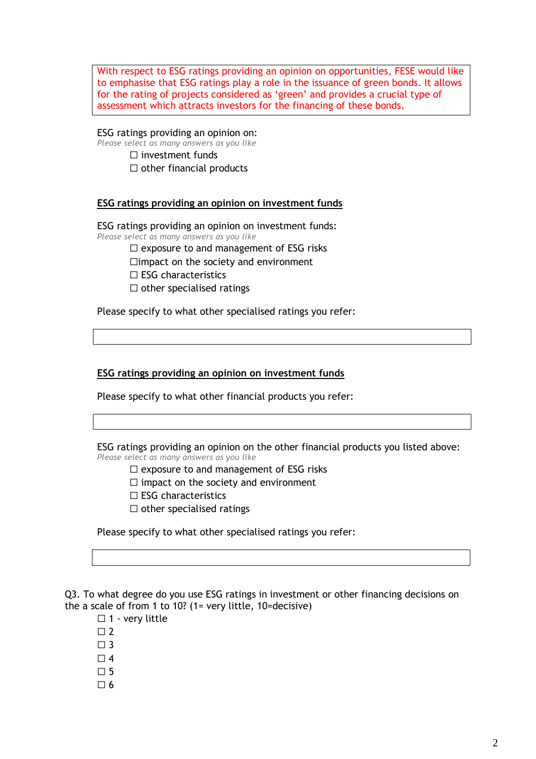> With respect to ESG ratings providing an opinion on opportunities, FESE would like to emphasise that ESG ratings play a role in the issuance of green bonds. It allows for the rating of projects considered as 'green' and provides a crucial type of assessment which attracts investors for the financing of these bonds.

ESG ratings providing an opinion on:
*Please select as many answers as you like*

- ☐ investment funds
- ☐ other financial products

**<u>ESG ratings providing an opinion on investment funds</u>**

ESG ratings providing an opinion on investment funds:
*Please select as many answers as you like*

- ☐ exposure to and management of ESG risks
- ☐impact on the society and environment
- ☐ ESG characteristics
- ☐ other specialised ratings

Please specify to what other specialised ratings you refer:

| |
|---|
| |

**<u>ESG ratings providing an opinion on investment funds</u>**

Please specify to what other financial products you refer:

| |
|---|
| |

ESG ratings providing an opinion on the other financial products you listed above:
*Please select as many answers as you like*

- ☐ exposure to and management of ESG risks
- ☐ impact on the society and environment
- ☐ ESG characteristics
- ☐ other specialised ratings

Please specify to what other specialised ratings you refer:

| |
|---|
| |

Q3. To what degree do you use ESG ratings in investment or other financing decisions on the a scale of from 1 to 10? (1= very little, 10=decisive)

- ☐ 1 - very little
- ☐ 2
- ☐ 3
- ☐ 4
- ☐ 5
- ☐ 6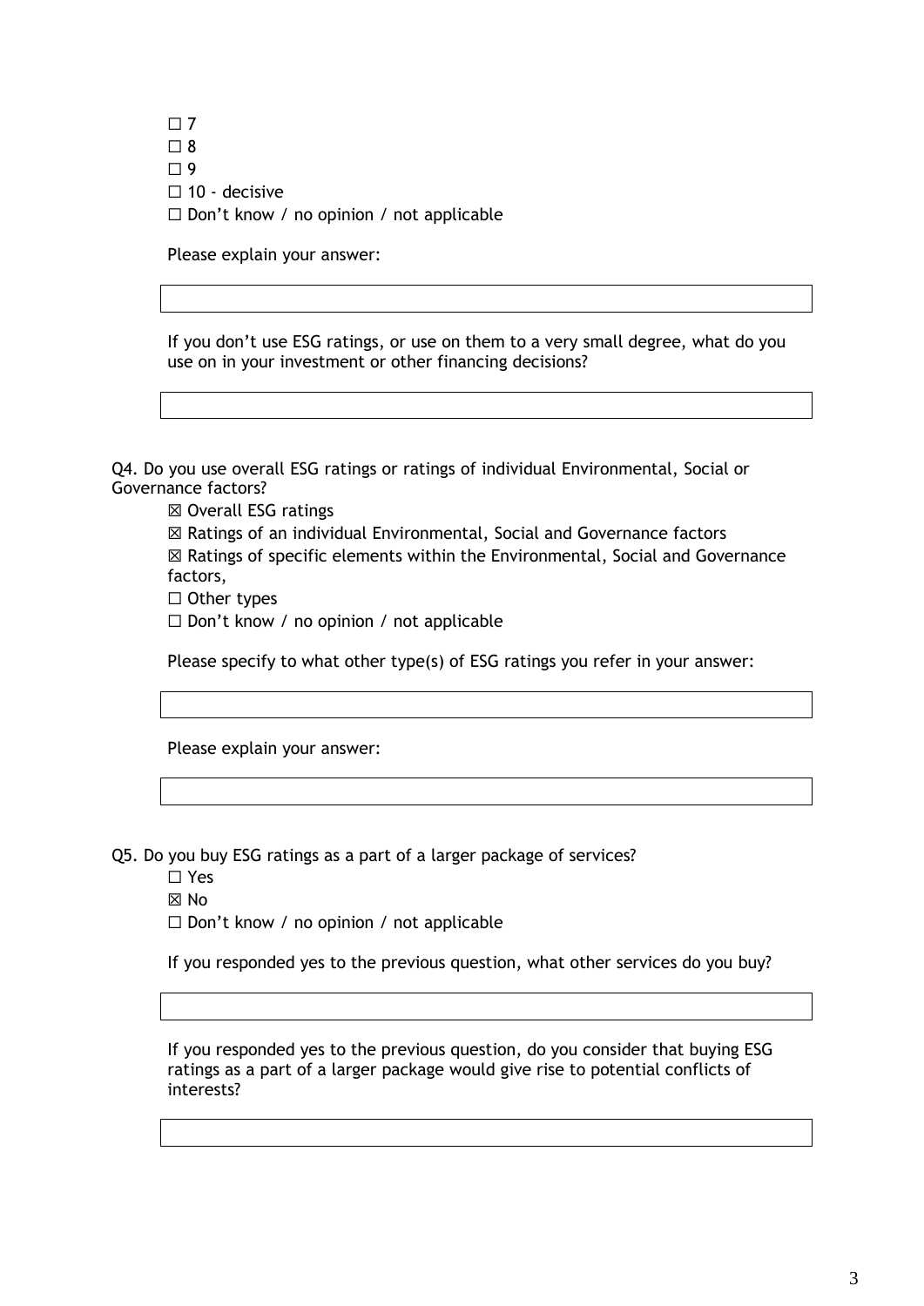☐ 7
☐ 8
☐ 9
☐ 10 - decisive
☐ Don't know / no opinion / not applicable

Please explain your answer:

If you don't use ESG ratings, or use on them to a very small degree, what do you use on in your investment or other financing decisions?

Q4. Do you use overall ESG ratings or ratings of individual Environmental, Social or Governance factors?

☒ Overall ESG ratings
☒ Ratings of an individual Environmental, Social and Governance factors
☒ Ratings of specific elements within the Environmental, Social and Governance factors,
☐ Other types
☐ Don't know / no opinion / not applicable

Please specify to what other type(s) of ESG ratings you refer in your answer:

Please explain your answer:

Q5. Do you buy ESG ratings as a part of a larger package of services?

☐ Yes
☒ No
☐ Don't know / no opinion / not applicable

If you responded yes to the previous question, what other services do you buy?

If you responded yes to the previous question, do you consider that buying ESG ratings as a part of a larger package would give rise to potential conflicts of interests?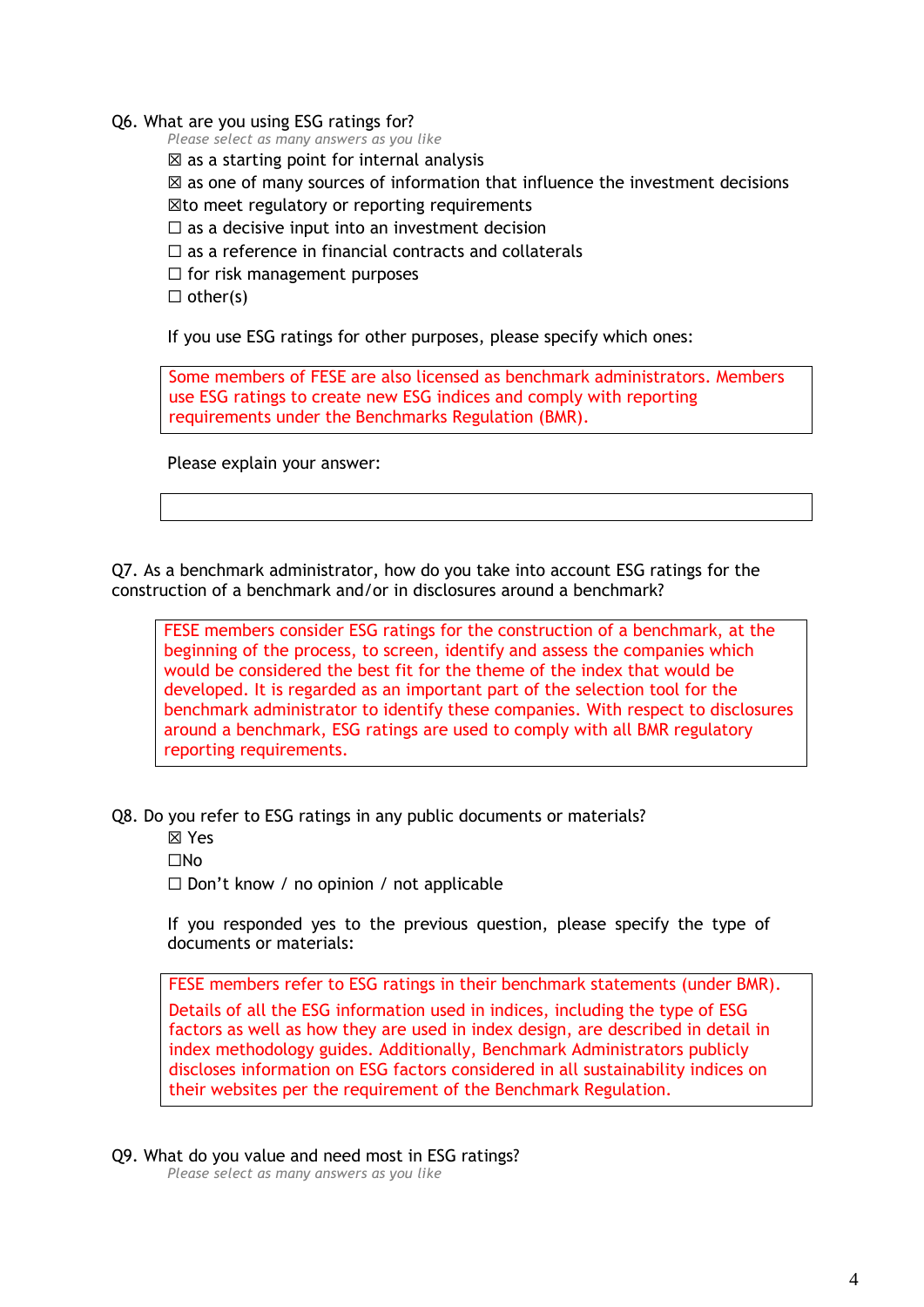Q6. What are you using ESG ratings for?

*Please select as many answers as you like*

☒ as a starting point for internal analysis

☒ as one of many sources of information that influence the investment decisions

☒to meet regulatory or reporting requirements

☐ as a decisive input into an investment decision

☐ as a reference in financial contracts and collaterals

☐ for risk management purposes

☐ other(s)

If you use ESG ratings for other purposes, please specify which ones:

Some members of FESE are also licensed as benchmark administrators. Members use ESG ratings to create new ESG indices and comply with reporting requirements under the Benchmarks Regulation (BMR).

Please explain your answer:

Q7. As a benchmark administrator, how do you take into account ESG ratings for the construction of a benchmark and/or in disclosures around a benchmark?

FESE members consider ESG ratings for the construction of a benchmark, at the beginning of the process, to screen, identify and assess the companies which would be considered the best fit for the theme of the index that would be developed. It is regarded as an important part of the selection tool for the benchmark administrator to identify these companies. With respect to disclosures around a benchmark, ESG ratings are used to comply with all BMR regulatory reporting requirements.

Q8. Do you refer to ESG ratings in any public documents or materials?

☒ Yes

☐No

☐ Don't know / no opinion / not applicable

If you responded yes to the previous question, please specify the type of documents or materials:

FESE members refer to ESG ratings in their benchmark statements (under BMR).

Details of all the ESG information used in indices, including the type of ESG factors as well as how they are used in index design, are described in detail in index methodology guides. Additionally, Benchmark Administrators publicly discloses information on ESG factors considered in all sustainability indices on their websites per the requirement of the Benchmark Regulation.

Q9. What do you value and need most in ESG ratings?

*Please select as many answers as you like*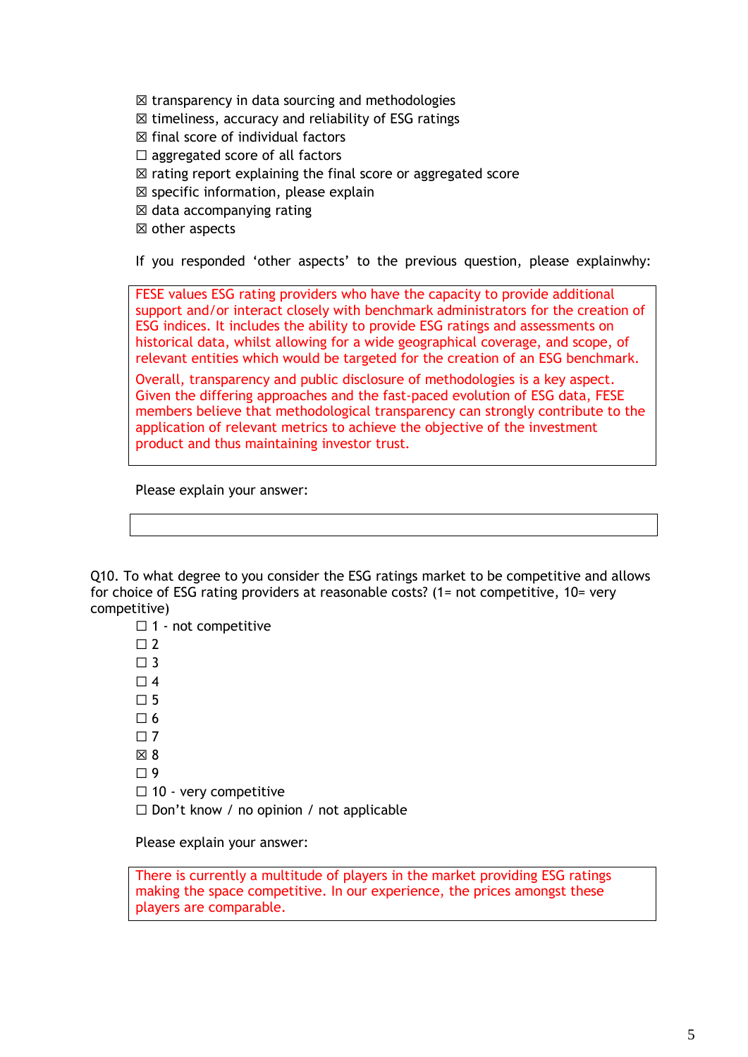☒ transparency in data sourcing and methodologies
☒ timeliness, accuracy and reliability of ESG ratings
☒ final score of individual factors
☐ aggregated score of all factors
☒ rating report explaining the final score or aggregated score
☒ specific information, please explain
☒ data accompanying rating
☒ other aspects

If you responded 'other aspects' to the previous question, please explainwhy:

> FESE values ESG rating providers who have the capacity to provide additional support and/or interact closely with benchmark administrators for the creation of ESG indices. It includes the ability to provide ESG ratings and assessments on historical data, whilst allowing for a wide geographical coverage, and scope, of relevant entities which would be targeted for the creation of an ESG benchmark.
>
> Overall, transparency and public disclosure of methodologies is a key aspect. Given the differing approaches and the fast-paced evolution of ESG data, FESE members believe that methodological transparency can strongly contribute to the application of relevant metrics to achieve the objective of the investment product and thus maintaining investor trust.

Please explain your answer:

Q10. To what degree to you consider the ESG ratings market to be competitive and allows for choice of ESG rating providers at reasonable costs? (1= not competitive, 10= very competitive)

☐ 1 - not competitive
☐ 2
☐ 3
☐ 4
☐ 5
☐ 6
☐ 7
☒ 8
☐ 9
☐ 10 - very competitive
☐ Don't know / no opinion / not applicable

Please explain your answer:

> There is currently a multitude of players in the market providing ESG ratings making the space competitive. In our experience, the prices amongst these players are comparable.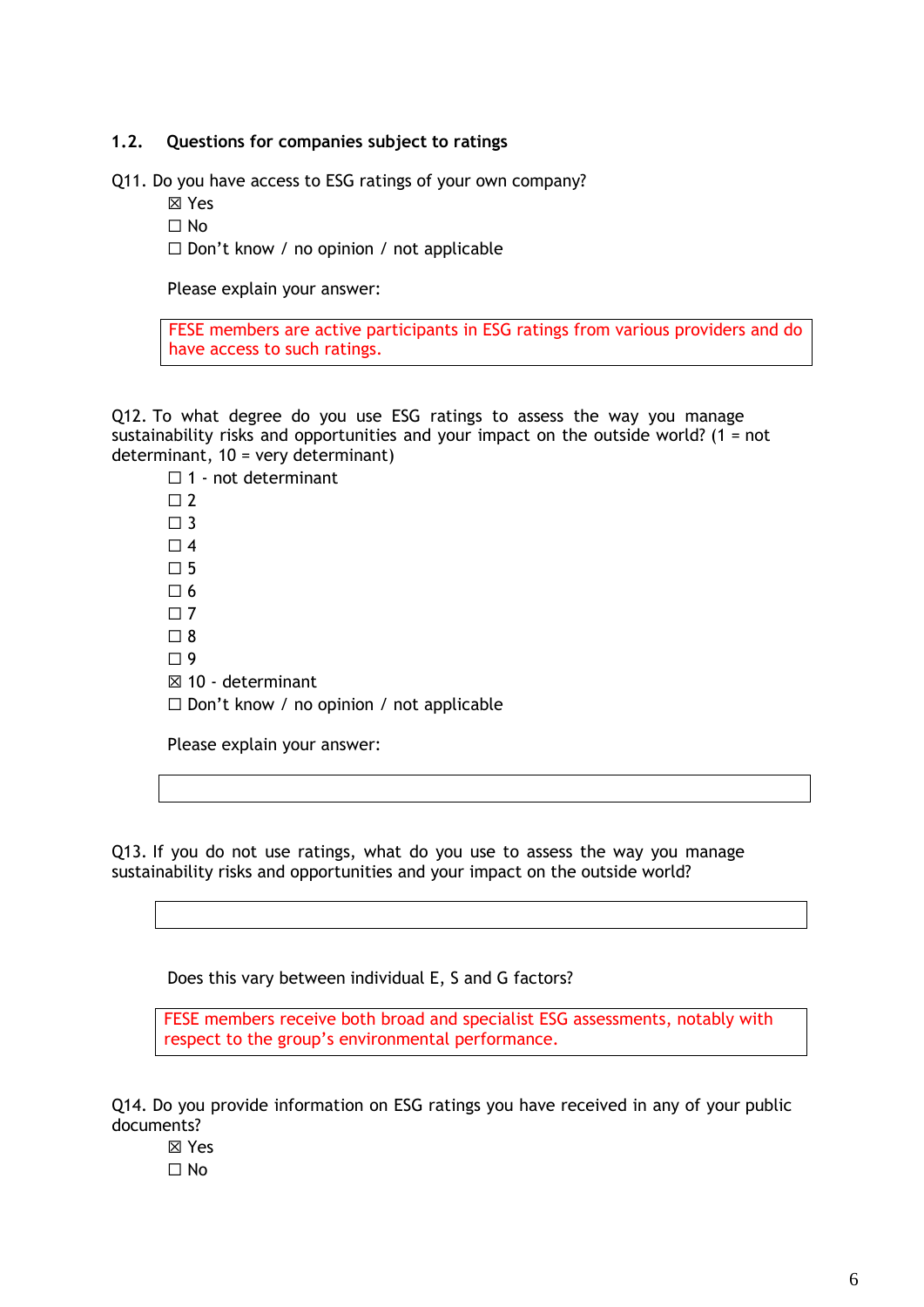## 1.2. Questions for companies subject to ratings

Q11. Do you have access to ESG ratings of your own company?

☒ Yes
☐ No
☐ Don't know / no opinion / not applicable

Please explain your answer:

> FESE members are active participants in ESG ratings from various providers and do have access to such ratings.

Q12. To what degree do you use ESG ratings to assess the way you manage sustainability risks and opportunities and your impact on the outside world? (1 = not determinant, 10 = very determinant)

☐ 1 - not determinant
☐ 2
☐ 3
☐ 4
☐ 5
☐ 6
☐ 7
☐ 8
☐ 9
☒ 10 - determinant
☐ Don't know / no opinion / not applicable

Please explain your answer:

Q13. If you do not use ratings, what do you use to assess the way you manage sustainability risks and opportunities and your impact on the outside world?

Does this vary between individual E, S and G factors?

> FESE members receive both broad and specialist ESG assessments, notably with respect to the group's environmental performance.

Q14. Do you provide information on ESG ratings you have received in any of your public documents?

☒ Yes
☐ No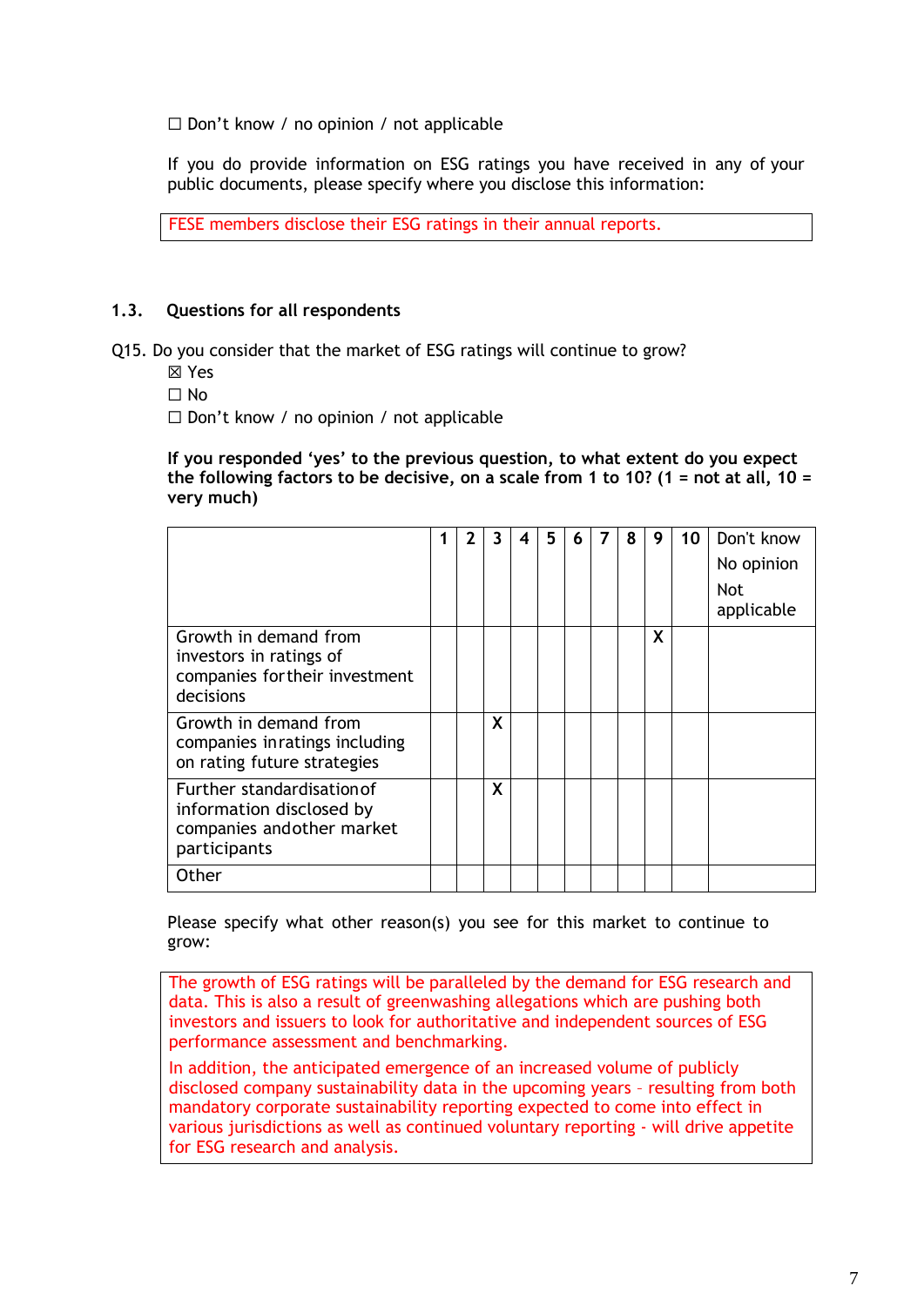☐ Don't know / no opinion / not applicable

If you do provide information on ESG ratings you have received in any of your public documents, please specify where you disclose this information:

> FESE members disclose their ESG ratings in their annual reports.

### 1.3. Questions for all respondents

Q15. Do you consider that the market of ESG ratings will continue to grow?

☒ Yes
☐ No
☐ Don't know / no opinion / not applicable

**If you responded 'yes' to the previous question, to what extent do you expect the following factors to be decisive, on a scale from 1 to 10? (1 = not at all, 10 = very much)**

| | 1 | 2 | 3 | 4 | 5 | 6 | 7 | 8 | 9 | 10 | Don't know No opinion Not applicable |
|---|---|---|---|---|---|---|---|---|---|---|---|
| Growth in demand from investors in ratings of companies for their investment decisions | | | | | | | | | X | | |
| Growth in demand from companies in ratings including on rating future strategies | | | X | | | | | | | | |
| Further standardisation of information disclosed by companies and other market participants | | | X | | | | | | | | |
| Other | | | | | | | | | | | |

Please specify what other reason(s) you see for this market to continue to grow:

> The growth of ESG ratings will be paralleled by the demand for ESG research and data. This is also a result of greenwashing allegations which are pushing both investors and issuers to look for authoritative and independent sources of ESG performance assessment and benchmarking.
>
> In addition, the anticipated emergence of an increased volume of publicly disclosed company sustainability data in the upcoming years – resulting from both mandatory corporate sustainability reporting expected to come into effect in various jurisdictions as well as continued voluntary reporting - will drive appetite for ESG research and analysis.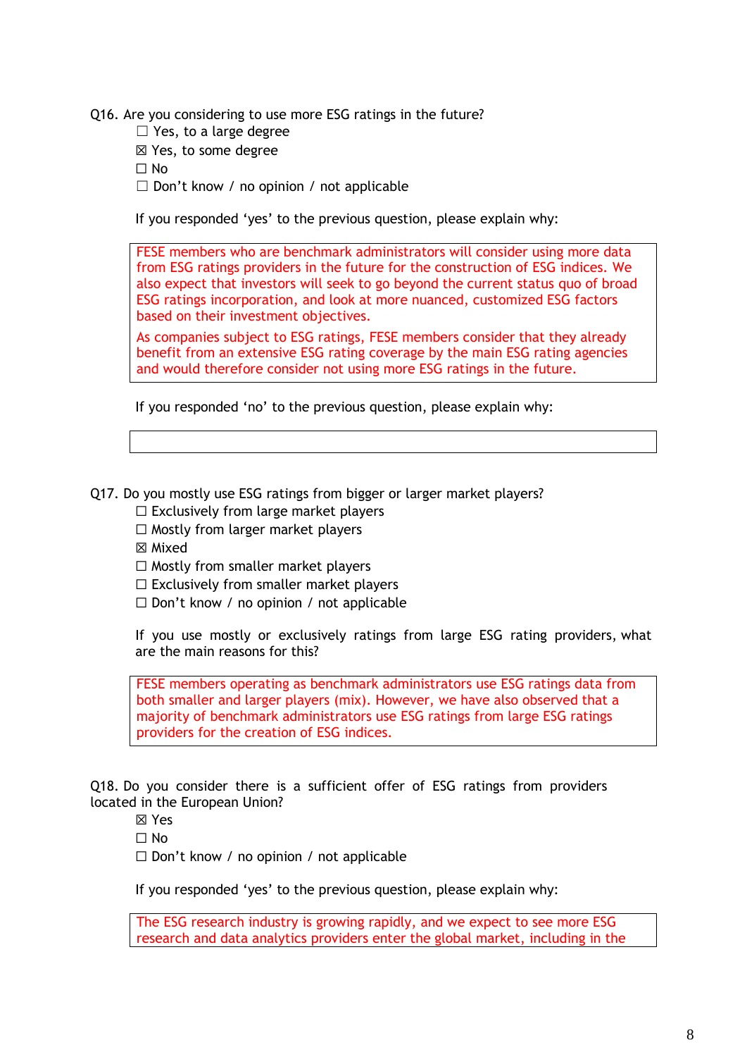Q16. Are you considering to use more ESG ratings in the future?

☐ Yes, to a large degree
☒ Yes, to some degree
☐ No
☐ Don't know / no opinion / not applicable

If you responded 'yes' to the previous question, please explain why:

> FESE members who are benchmark administrators will consider using more data from ESG ratings providers in the future for the construction of ESG indices. We also expect that investors will seek to go beyond the current status quo of broad ESG ratings incorporation, and look at more nuanced, customized ESG factors based on their investment objectives.
>
> As companies subject to ESG ratings, FESE members consider that they already benefit from an extensive ESG rating coverage by the main ESG rating agencies and would therefore consider not using more ESG ratings in the future.

If you responded 'no' to the previous question, please explain why:

Q17. Do you mostly use ESG ratings from bigger or larger market players?

☐ Exclusively from large market players
☐ Mostly from larger market players
☒ Mixed
☐ Mostly from smaller market players
☐ Exclusively from smaller market players
☐ Don't know / no opinion / not applicable

If you use mostly or exclusively ratings from large ESG rating providers, what are the main reasons for this?

> FESE members operating as benchmark administrators use ESG ratings data from both smaller and larger players (mix). However, we have also observed that a majority of benchmark administrators use ESG ratings from large ESG ratings providers for the creation of ESG indices.

Q18. Do you consider there is a sufficient offer of ESG ratings from providers located in the European Union?

☒ Yes
☐ No
☐ Don't know / no opinion / not applicable

If you responded 'yes' to the previous question, please explain why:

> The ESG research industry is growing rapidly, and we expect to see more ESG research and data analytics providers enter the global market, including in the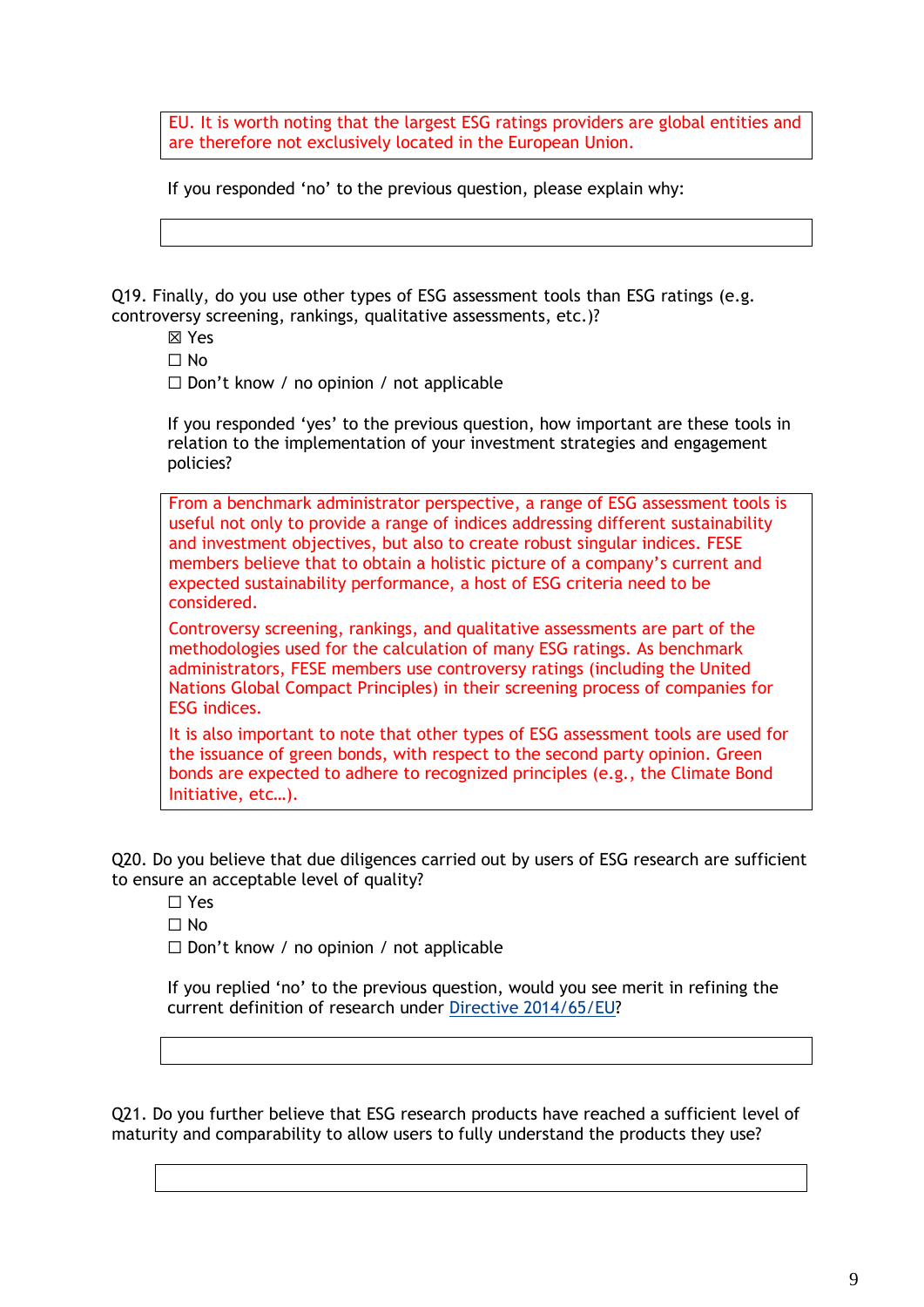EU. It is worth noting that the largest ESG ratings providers are global entities and are therefore not exclusively located in the European Union.

If you responded 'no' to the previous question, please explain why:

Q19. Finally, do you use other types of ESG assessment tools than ESG ratings (e.g. controversy screening, rankings, qualitative assessments, etc.)?

- ☒ Yes
- ☐ No
- ☐ Don't know / no opinion / not applicable

If you responded 'yes' to the previous question, how important are these tools in relation to the implementation of your investment strategies and engagement policies?

From a benchmark administrator perspective, a range of ESG assessment tools is useful not only to provide a range of indices addressing different sustainability and investment objectives, but also to create robust singular indices. FESE members believe that to obtain a holistic picture of a company's current and expected sustainability performance, a host of ESG criteria need to be considered.

Controversy screening, rankings, and qualitative assessments are part of the methodologies used for the calculation of many ESG ratings. As benchmark administrators, FESE members use controversy ratings (including the United Nations Global Compact Principles) in their screening process of companies for ESG indices.

It is also important to note that other types of ESG assessment tools are used for the issuance of green bonds, with respect to the second party opinion. Green bonds are expected to adhere to recognized principles (e.g., the Climate Bond Initiative, etc…).

Q20. Do you believe that due diligences carried out by users of ESG research are sufficient to ensure an acceptable level of quality?

- ☐ Yes
- ☐ No
- ☐ Don't know / no opinion / not applicable

If you replied 'no' to the previous question, would you see merit in refining the current definition of research under Directive 2014/65/EU?

Q21. Do you further believe that ESG research products have reached a sufficient level of maturity and comparability to allow users to fully understand the products they use?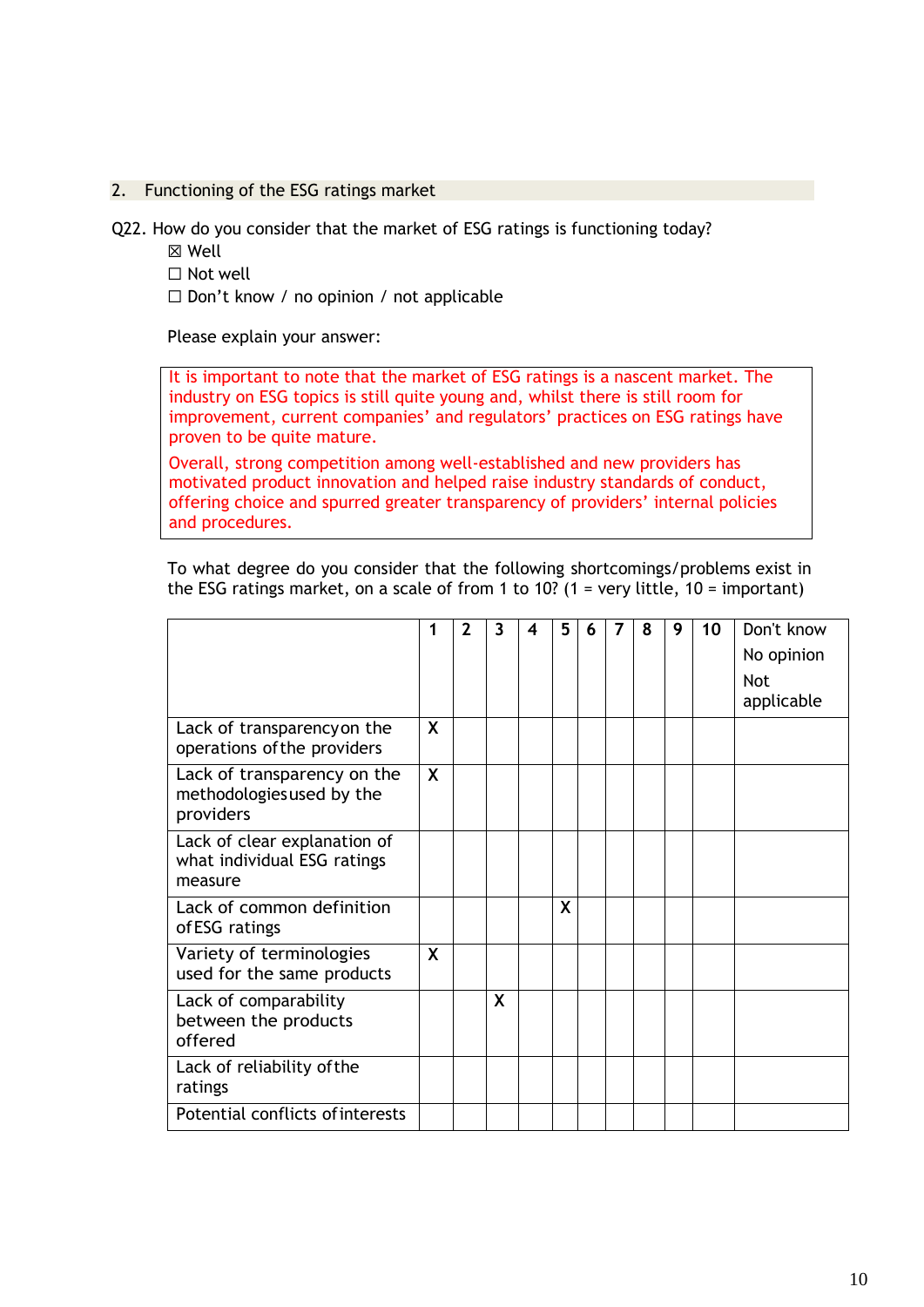## 2. Functioning of the ESG ratings market

Q22. How do you consider that the market of ESG ratings is functioning today?

☒ Well
☐ Not well
☐ Don't know / no opinion / not applicable

Please explain your answer:

> It is important to note that the market of ESG ratings is a nascent market. The industry on ESG topics is still quite young and, whilst there is still room for improvement, current companies' and regulators' practices on ESG ratings have proven to be quite mature.
>
> Overall, strong competition among well-established and new providers has motivated product innovation and helped raise industry standards of conduct, offering choice and spurred greater transparency of providers' internal policies and procedures.

To what degree do you consider that the following shortcomings/problems exist in the ESG ratings market, on a scale of from 1 to 10? (1 = very little, 10 = important)

| | 1 | 2 | 3 | 4 | 5 | 6 | 7 | 8 | 9 | 10 | Don't know No opinion Not applicable |
|---|---|---|---|---|---|---|---|---|---|---|---|
| Lack of transparency on the operations of the providers | X | | | | | | | | | | |
| Lack of transparency on the methodologies used by the providers | X | | | | | | | | | | |
| Lack of clear explanation of what individual ESG ratings measure | | | | | | | | | | | |
| Lack of common definition of ESG ratings | | | | | X | | | | | | |
| Variety of terminologies used for the same products | X | | | | | | | | | | |
| Lack of comparability between the products offered | | | X | | | | | | | | |
| Lack of reliability of the ratings | | | | | | | | | | | |
| Potential conflicts of interests | | | | | | | | | | | |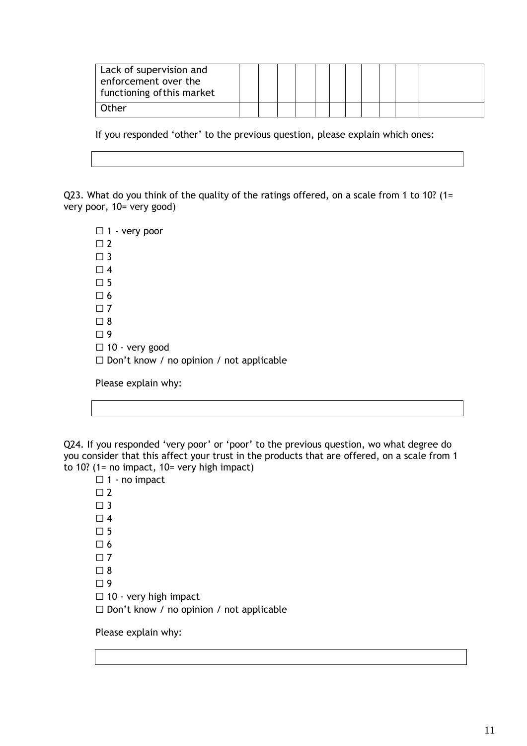| Lack of supervision and enforcement over the functioning ofthis market | | | | | | | | | | | |
|---|---|---|---|---|---|---|---|---|---|---|---|
| Other | | | | | | | | | | | |

If you responded ‘other’ to the previous question, please explain which ones:

| |
|---|

Q23. What do you think of the quality of the ratings offered, on a scale from 1 to 10? (1= very poor, 10= very good)

☐ 1 - very poor
☐ 2
☐ 3
☐ 4
☐ 5
☐ 6
☐ 7
☐ 8
☐ 9
☐ 10 - very good
☐ Don’t know / no opinion / not applicable

Please explain why:

| |
|---|

Q24. If you responded ‘very poor’ or ‘poor’ to the previous question, wo what degree do you consider that this affect your trust in the products that are offered, on a scale from 1 to 10? (1= no impact, 10= very high impact)

☐ 1 - no impact
☐ 2
☐ 3
☐ 4
☐ 5
☐ 6
☐ 7
☐ 8
☐ 9
☐ 10 - very high impact
☐ Don’t know / no opinion / not applicable

Please explain why:

| |
|---|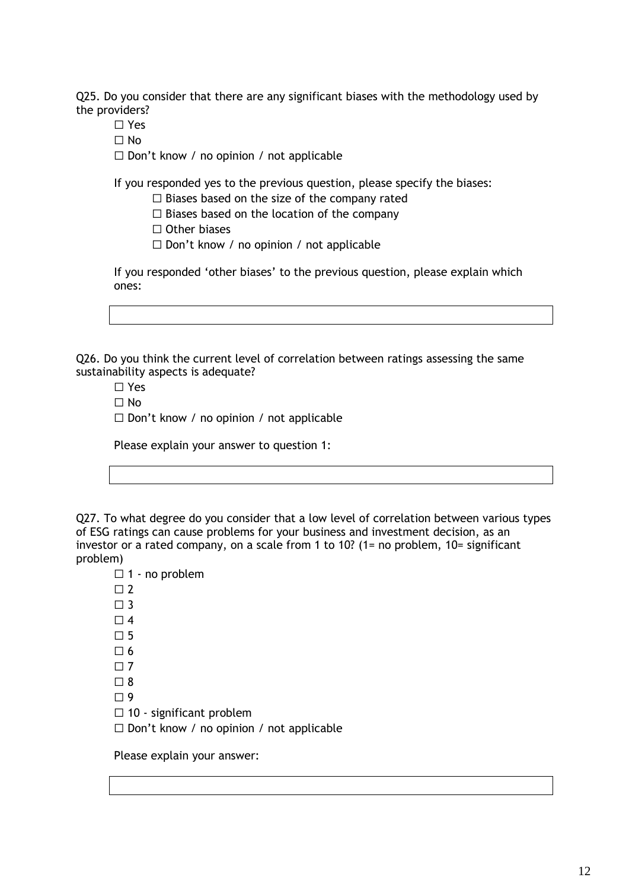Q25. Do you consider that there are any significant biases with the methodology used by the providers?

- ☐ Yes
- ☐ No
- ☐ Don't know / no opinion / not applicable

If you responded yes to the previous question, please specify the biases:

- ☐ Biases based on the size of the company rated
- ☐ Biases based on the location of the company
- ☐ Other biases
- ☐ Don't know / no opinion / not applicable

If you responded 'other biases' to the previous question, please explain which ones:

| |
|---|
| |

Q26. Do you think the current level of correlation between ratings assessing the same sustainability aspects is adequate?

- ☐ Yes
- ☐ No
- ☐ Don't know / no opinion / not applicable

Please explain your answer to question 1:

| |
|---|
| |

Q27. To what degree do you consider that a low level of correlation between various types of ESG ratings can cause problems for your business and investment decision, as an investor or a rated company, on a scale from 1 to 10? (1= no problem, 10= significant problem)

- ☐ 1 - no problem
- ☐ 2
- ☐ 3
- ☐ 4
- ☐ 5
- ☐ 6
- ☐ 7
- ☐ 8
- ☐ 9
- ☐ 10 - significant problem
- ☐ Don't know / no opinion / not applicable

Please explain your answer:

| |
|---|
| |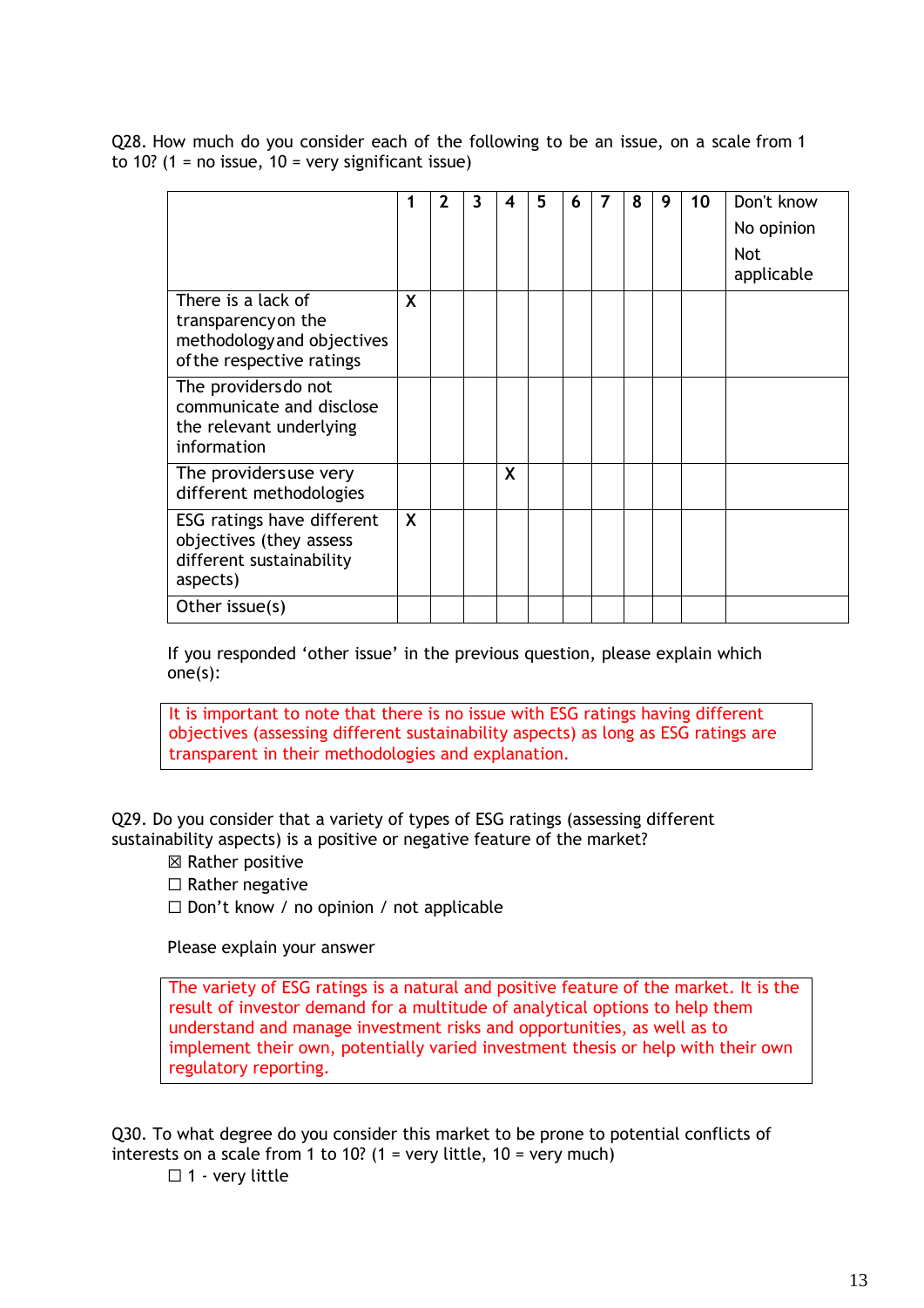Q28. How much do you consider each of the following to be an issue, on a scale from 1 to 10? (1 = no issue, 10 = very significant issue)

| | 1 | 2 | 3 | 4 | 5 | 6 | 7 | 8 | 9 | 10 | Don't know No opinion Not applicable |
|---|---|---|---|---|---|---|---|---|---|---|---|
| There is a lack of transparency on the methodology and objectives of the respective ratings | X | | | | | | | | | | |
| The providers do not communicate and disclose the relevant underlying information | | | | | | | | | | | |
| The providers use very different methodologies | | | | X | | | | | | | |
| ESG ratings have different objectives (they assess different sustainability aspects) | X | | | | | | | | | | |
| Other issue(s) | | | | | | | | | | | |

If you responded 'other issue' in the previous question, please explain which one(s):

It is important to note that there is no issue with ESG ratings having different objectives (assessing different sustainability aspects) as long as ESG ratings are transparent in their methodologies and explanation.

Q29. Do you consider that a variety of types of ESG ratings (assessing different sustainability aspects) is a positive or negative feature of the market?

☒ Rather positive
☐ Rather negative
☐ Don't know / no opinion / not applicable

Please explain your answer

The variety of ESG ratings is a natural and positive feature of the market. It is the result of investor demand for a multitude of analytical options to help them understand and manage investment risks and opportunities, as well as to implement their own, potentially varied investment thesis or help with their own regulatory reporting.

Q30. To what degree do you consider this market to be prone to potential conflicts of interests on a scale from 1 to 10? (1 = very little, 10 = very much)

☐ 1 - very little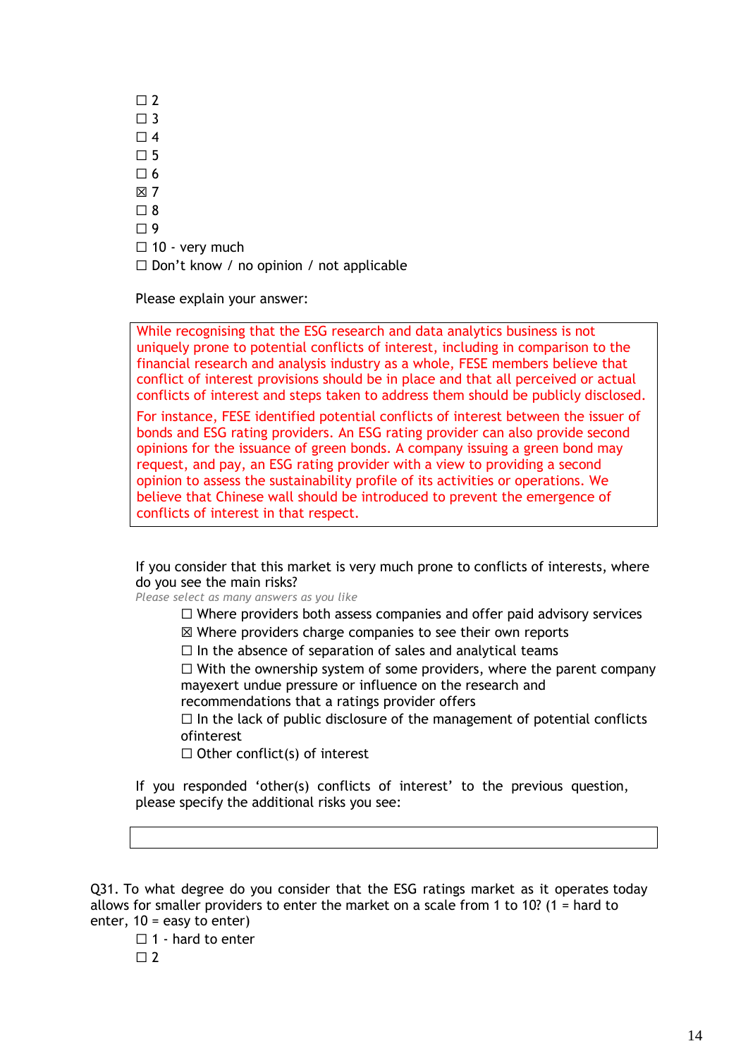☐ 2  
☐ 3  
☐ 4  
☐ 5  
☐ 6  
☒ 7  
☐ 8  
☐ 9  
☐ 10 - very much  
☐ Don't know / no opinion / not applicable

Please explain your answer:

> While recognising that the ESG research and data analytics business is not uniquely prone to potential conflicts of interest, including in comparison to the financial research and analysis industry as a whole, FESE members believe that conflict of interest provisions should be in place and that all perceived or actual conflicts of interest and steps taken to address them should be publicly disclosed.
>
> For instance, FESE identified potential conflicts of interest between the issuer of bonds and ESG rating providers. An ESG rating provider can also provide second opinions for the issuance of green bonds. A company issuing a green bond may request, and pay, an ESG rating provider with a view to providing a second opinion to assess the sustainability profile of its activities or operations. We believe that Chinese wall should be introduced to prevent the emergence of conflicts of interest in that respect.

If you consider that this market is very much prone to conflicts of interests, where do you see the main risks?  
*Please select as many answers as you like*

- ☐ Where providers both assess companies and offer paid advisory services
- ☒ Where providers charge companies to see their own reports
- ☐ In the absence of separation of sales and analytical teams
- ☐ With the ownership system of some providers, where the parent company mayexert undue pressure or influence on the research and recommendations that a ratings provider offers
- ☐ In the lack of public disclosure of the management of potential conflicts ofinterest
- ☐ Other conflict(s) of interest

If you responded 'other(s) conflicts of interest' to the previous question, please specify the additional risks you see:

Q31. To what degree do you consider that the ESG ratings market as it operates today allows for smaller providers to enter the market on a scale from 1 to 10? (1 = hard to enter, 10 = easy to enter)

☐ 1 - hard to enter  
☐ 2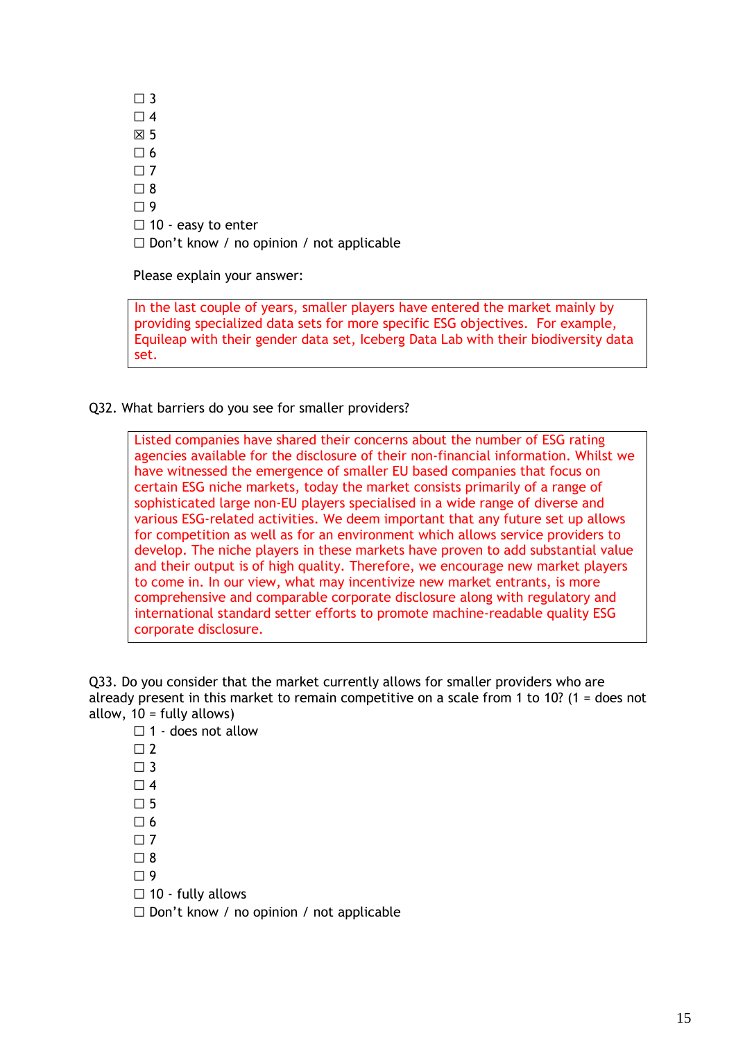☐ 3
☐ 4
☒ 5
☐ 6
☐ 7
☐ 8
☐ 9
☐ 10 - easy to enter
☐ Don’t know / no opinion / not applicable

Please explain your answer:

> In the last couple of years, smaller players have entered the market mainly by providing specialized data sets for more specific ESG objectives. For example, Equileap with their gender data set, Iceberg Data Lab with their biodiversity data set.

Q32. What barriers do you see for smaller providers?

> Listed companies have shared their concerns about the number of ESG rating agencies available for the disclosure of their non-financial information. Whilst we have witnessed the emergence of smaller EU based companies that focus on certain ESG niche markets, today the market consists primarily of a range of sophisticated large non-EU players specialised in a wide range of diverse and various ESG-related activities. We deem important that any future set up allows for competition as well as for an environment which allows service providers to develop. The niche players in these markets have proven to add substantial value and their output is of high quality. Therefore, we encourage new market players to come in. In our view, what may incentivize new market entrants, is more comprehensive and comparable corporate disclosure along with regulatory and international standard setter efforts to promote machine-readable quality ESG corporate disclosure.

Q33. Do you consider that the market currently allows for smaller providers who are already present in this market to remain competitive on a scale from 1 to 10? (1 = does not allow, 10 = fully allows)

☐ 1 - does not allow
☐ 2
☐ 3
☐ 4
☐ 5
☐ 6
☐ 7
☐ 8
☐ 9
☐ 10 - fully allows
☐ Don’t know / no opinion / not applicable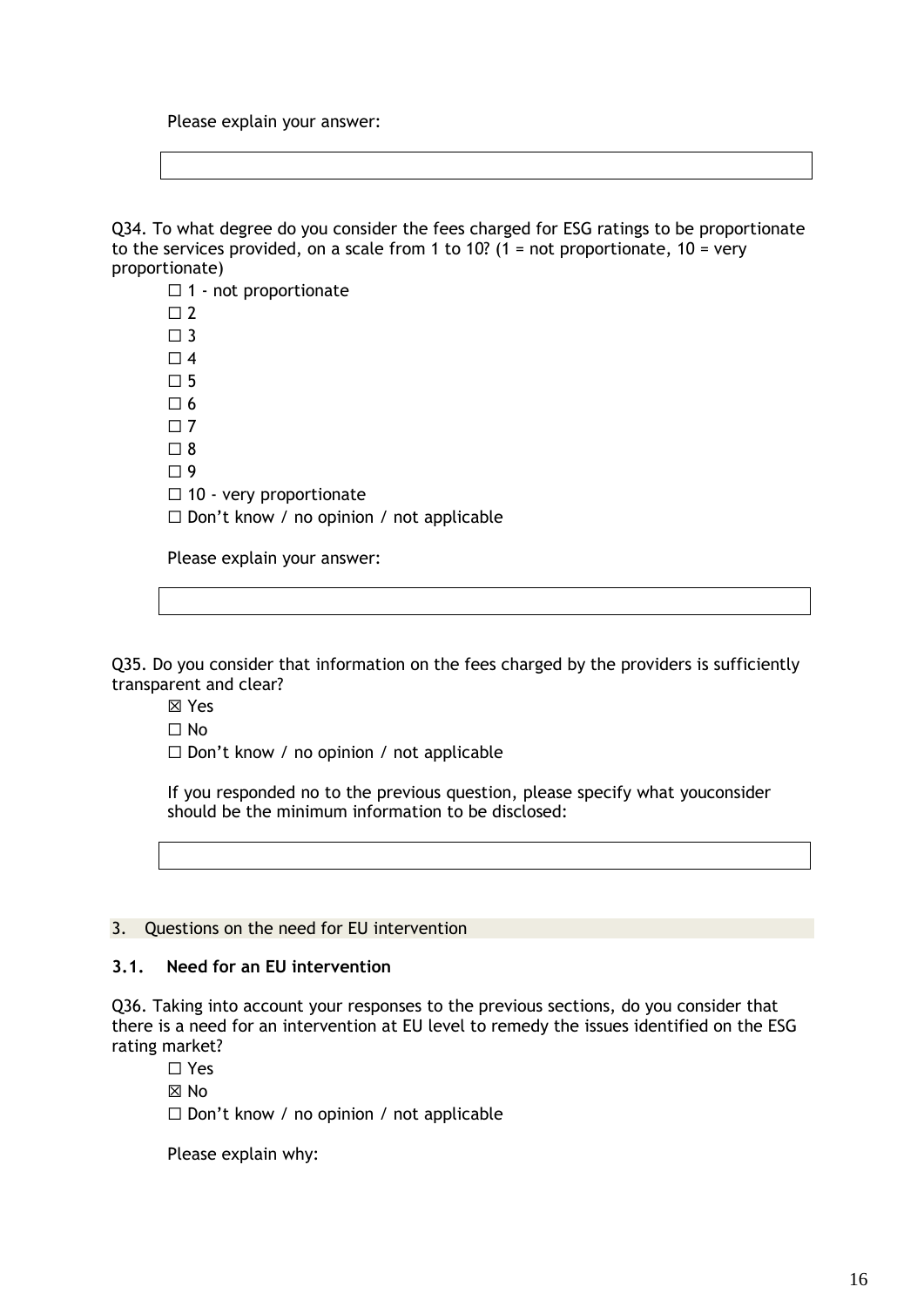Please explain your answer:

Q34. To what degree do you consider the fees charged for ESG ratings to be proportionate to the services provided, on a scale from 1 to 10? (1 = not proportionate, 10 = very proportionate)

☐ 1 - not proportionate
☐ 2
☐ 3
☐ 4
☐ 5
☐ 6
☐ 7
☐ 8
☐ 9
☐ 10 - very proportionate
☐ Don't know / no opinion / not applicable

Please explain your answer:

Q35. Do you consider that information on the fees charged by the providers is sufficiently transparent and clear?

☒ Yes
☐ No
☐ Don't know / no opinion / not applicable

If you responded no to the previous question, please specify what youconsider should be the minimum information to be disclosed:

## 3. Questions on the need for EU intervention

### 3.1. Need for an EU intervention

Q36. Taking into account your responses to the previous sections, do you consider that there is a need for an intervention at EU level to remedy the issues identified on the ESG rating market?

☐ Yes
☒ No
☐ Don't know / no opinion / not applicable

Please explain why: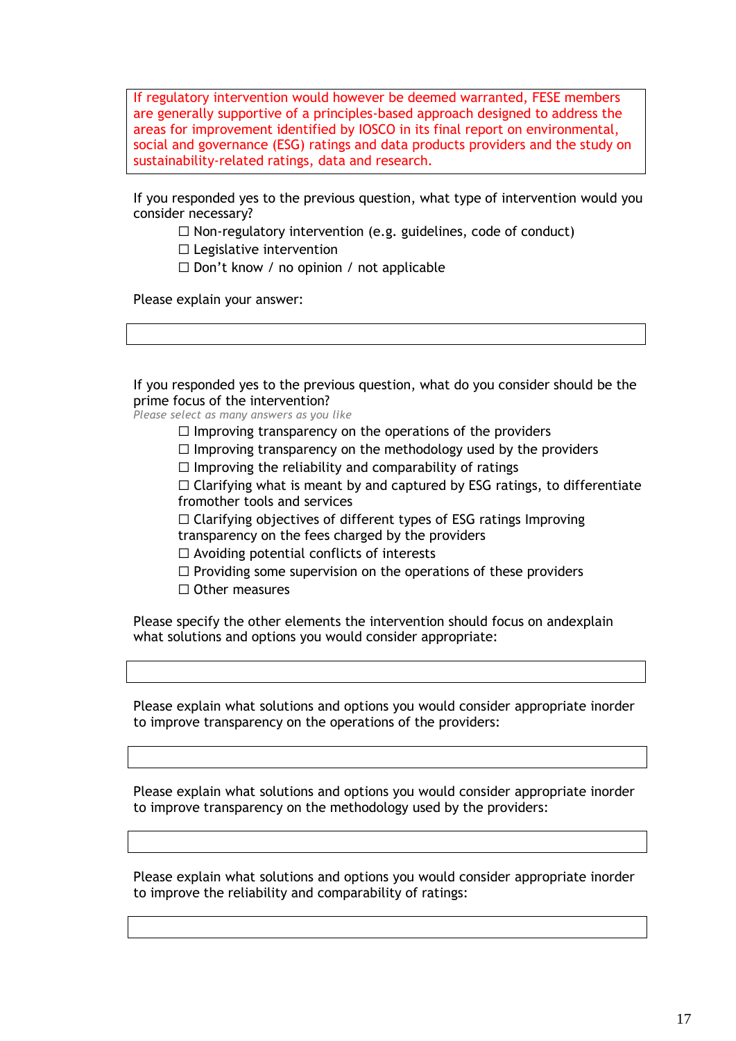If regulatory intervention would however be deemed warranted, FESE members are generally supportive of a principles-based approach designed to address the areas for improvement identified by IOSCO in its final report on environmental, social and governance (ESG) ratings and data products providers and the study on sustainability-related ratings, data and research.

If you responded yes to the previous question, what type of intervention would you consider necessary?

- ☐ Non-regulatory intervention (e.g. guidelines, code of conduct)
- ☐ Legislative intervention
- ☐ Don't know / no opinion / not applicable

Please explain your answer:

If you responded yes to the previous question, what do you consider should be the prime focus of the intervention?

*Please select as many answers as you like*

- ☐ Improving transparency on the operations of the providers
- ☐ Improving transparency on the methodology used by the providers
- ☐ Improving the reliability and comparability of ratings
- ☐ Clarifying what is meant by and captured by ESG ratings, to differentiate fromother tools and services
- ☐ Clarifying objectives of different types of ESG ratings Improving transparency on the fees charged by the providers
- ☐ Avoiding potential conflicts of interests
- ☐ Providing some supervision on the operations of these providers
- ☐ Other measures

Please specify the other elements the intervention should focus on andexplain what solutions and options you would consider appropriate:

Please explain what solutions and options you would consider appropriate inorder to improve transparency on the operations of the providers:

Please explain what solutions and options you would consider appropriate inorder to improve transparency on the methodology used by the providers:

Please explain what solutions and options you would consider appropriate inorder to improve the reliability and comparability of ratings: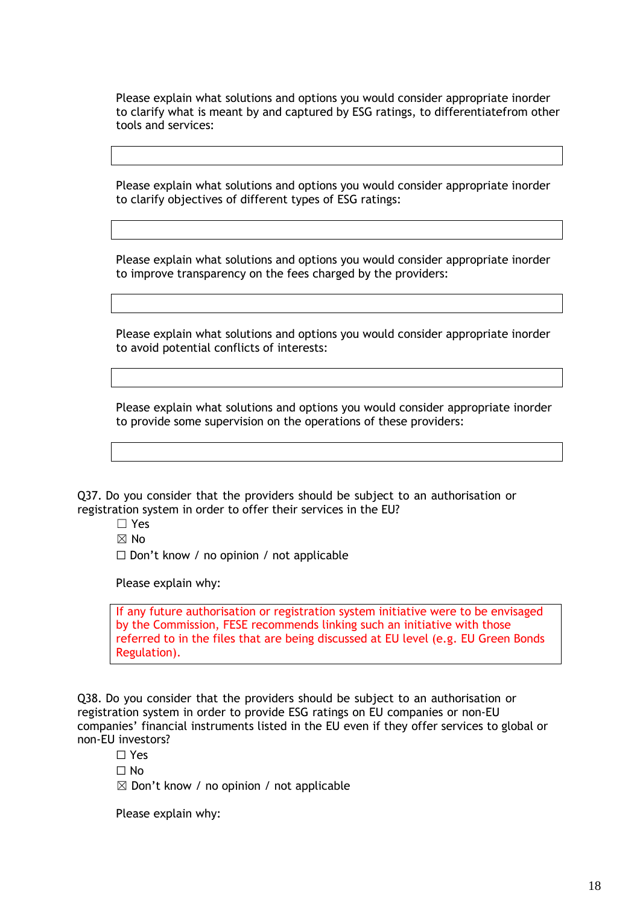Please explain what solutions and options you would consider appropriate inorder to clarify what is meant by and captured by ESG ratings, to differentiatefrom other tools and services:

| |
|---|

Please explain what solutions and options you would consider appropriate inorder to clarify objectives of different types of ESG ratings:

| |
|---|

Please explain what solutions and options you would consider appropriate inorder to improve transparency on the fees charged by the providers:

| |
|---|

Please explain what solutions and options you would consider appropriate inorder to avoid potential conflicts of interests:

| |
|---|

Please explain what solutions and options you would consider appropriate inorder to provide some supervision on the operations of these providers:

| |
|---|

Q37. Do you consider that the providers should be subject to an authorisation or registration system in order to offer their services in the EU?

☐ Yes
☒ No
☐ Don't know / no opinion / not applicable

Please explain why:

| If any future authorisation or registration system initiative were to be envisaged by the Commission, FESE recommends linking such an initiative with those referred to in the files that are being discussed at EU level (e.g. EU Green Bonds Regulation). |
|---|

Q38. Do you consider that the providers should be subject to an authorisation or registration system in order to provide ESG ratings on EU companies or non-EU companies' financial instruments listed in the EU even if they offer services to global or non-EU investors?

☐ Yes
☐ No
☒ Don't know / no opinion / not applicable

Please explain why: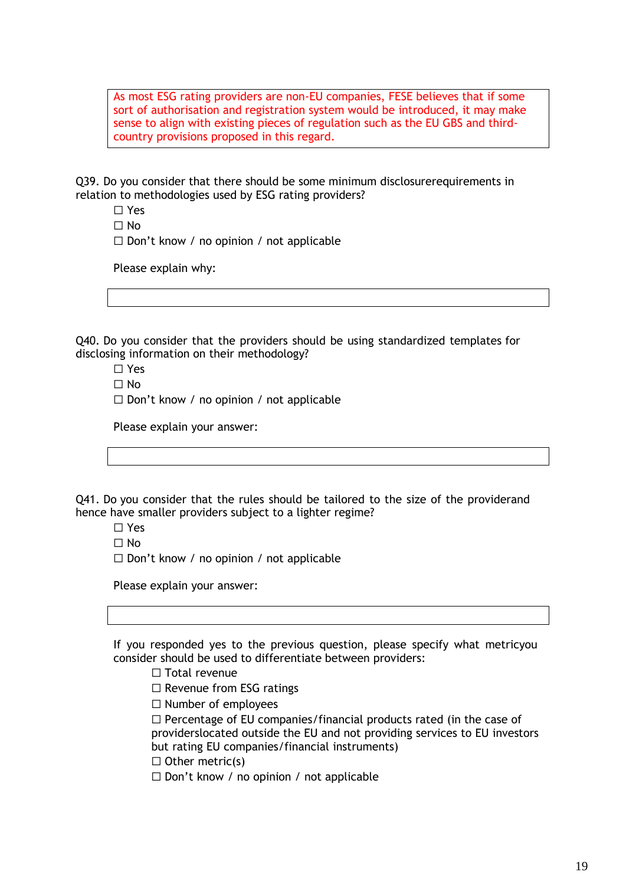> As most ESG rating providers are non-EU companies, FESE believes that if some sort of authorisation and registration system would be introduced, it may make sense to align with existing pieces of regulation such as the EU GBS and third-country provisions proposed in this regard.

Q39. Do you consider that there should be some minimum disclosurerequirements in relation to methodologies used by ESG rating providers?

- ☐ Yes
- ☐ No
- ☐ Don't know / no opinion / not applicable

Please explain why:

Q40. Do you consider that the providers should be using standardized templates for disclosing information on their methodology?

- ☐ Yes
- ☐ No
- ☐ Don't know / no opinion / not applicable

Please explain your answer:

Q41. Do you consider that the rules should be tailored to the size of the providerand hence have smaller providers subject to a lighter regime?

- ☐ Yes
- ☐ No
- ☐ Don't know / no opinion / not applicable

Please explain your answer:

If you responded yes to the previous question, please specify what metricyou consider should be used to differentiate between providers:

- ☐ Total revenue
- ☐ Revenue from ESG ratings
- ☐ Number of employees
- ☐ Percentage of EU companies/financial products rated (in the case of providerslocated outside the EU and not providing services to EU investors but rating EU companies/financial instruments)
- ☐ Other metric(s)
- ☐ Don't know / no opinion / not applicable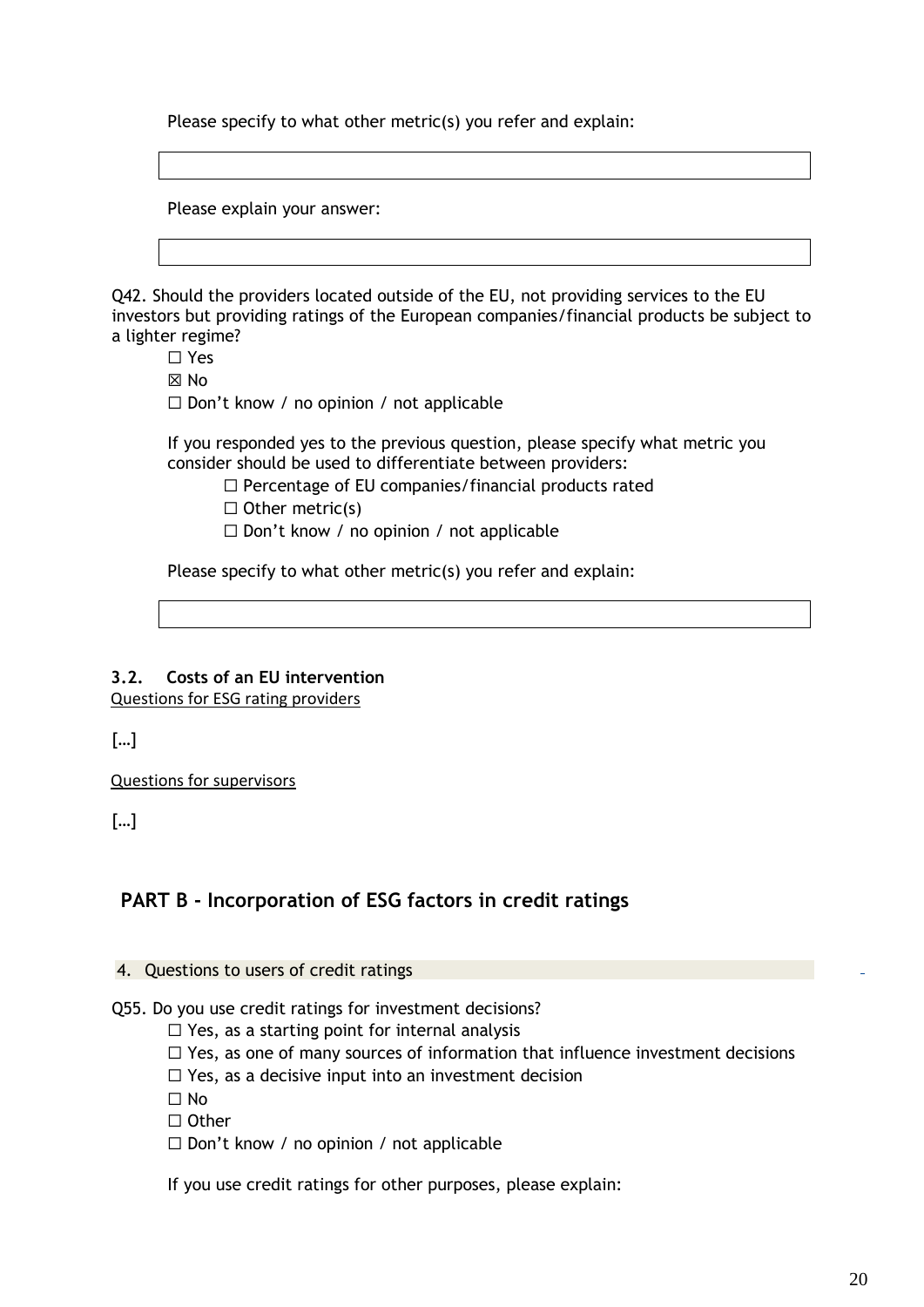Please specify to what other metric(s) you refer and explain:

Please explain your answer:

Q42. Should the providers located outside of the EU, not providing services to the EU investors but providing ratings of the European companies/financial products be subject to a lighter regime?

☐ Yes
☒ No
☐ Don't know / no opinion / not applicable

If you responded yes to the previous question, please specify what metric you consider should be used to differentiate between providers:

☐ Percentage of EU companies/financial products rated
☐ Other metric(s)
☐ Don't know / no opinion / not applicable

Please specify to what other metric(s) you refer and explain:

### 3.2. Costs of an EU intervention

Questions for ESG rating providers

[…]

Questions for supervisors

[…]

## PART B - Incorporation of ESG factors in credit ratings

### 4. Questions to users of credit ratings

Q55. Do you use credit ratings for investment decisions?

☐ Yes, as a starting point for internal analysis
☐ Yes, as one of many sources of information that influence investment decisions
☐ Yes, as a decisive input into an investment decision
☐ No
☐ Other
☐ Don't know / no opinion / not applicable

If you use credit ratings for other purposes, please explain: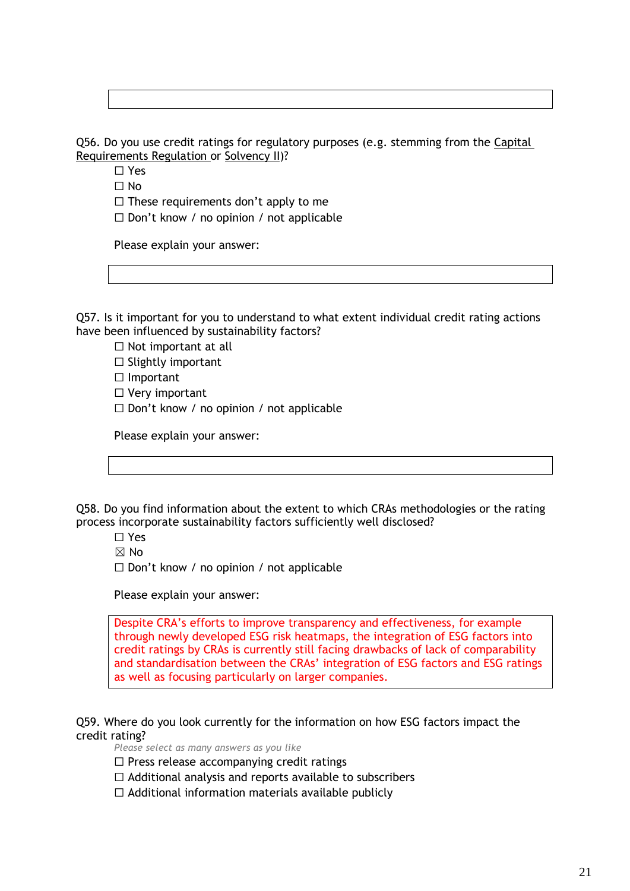Q56. Do you use credit ratings for regulatory purposes (e.g. stemming from the Capital Requirements Regulation or Solvency II)?

☐ Yes
☐ No
☐ These requirements don't apply to me
☐ Don't know / no opinion / not applicable

Please explain your answer:

Q57. Is it important for you to understand to what extent individual credit rating actions have been influenced by sustainability factors?

☐ Not important at all
☐ Slightly important
☐ Important
☐ Very important
☐ Don't know / no opinion / not applicable

Please explain your answer:

Q58. Do you find information about the extent to which CRAs methodologies or the rating process incorporate sustainability factors sufficiently well disclosed?

☐ Yes
☒ No
☐ Don't know / no opinion / not applicable

Please explain your answer:

Despite CRA's efforts to improve transparency and effectiveness, for example through newly developed ESG risk heatmaps, the integration of ESG factors into credit ratings by CRAs is currently still facing drawbacks of lack of comparability and standardisation between the CRAs' integration of ESG factors and ESG ratings as well as focusing particularly on larger companies.

Q59. Where do you look currently for the information on how ESG factors impact the credit rating?

*Please select as many answers as you like*

☐ Press release accompanying credit ratings
☐ Additional analysis and reports available to subscribers
☐ Additional information materials available publicly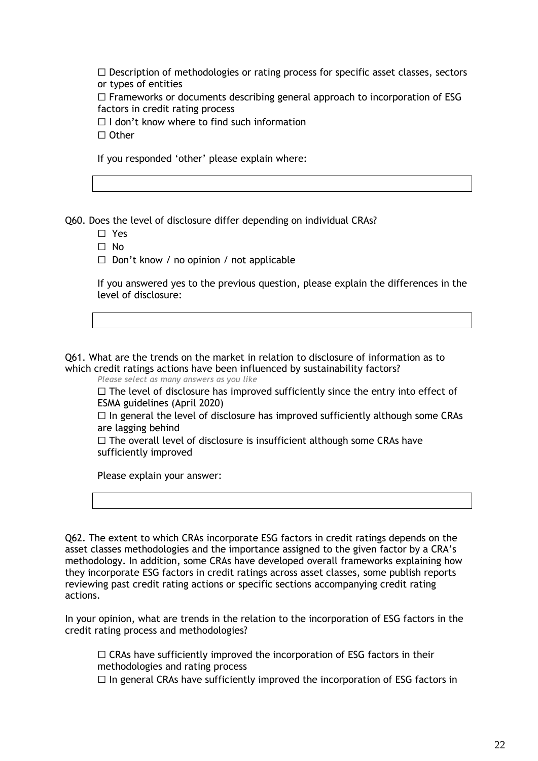☐ Description of methodologies or rating process for specific asset classes, sectors or types of entities

☐ Frameworks or documents describing general approach to incorporation of ESG factors in credit rating process

☐ I don't know where to find such information

☐ Other

If you responded 'other' please explain where:

Q60. Does the level of disclosure differ depending on individual CRAs?

☐ Yes

☐ No

☐ Don't know / no opinion / not applicable

If you answered yes to the previous question, please explain the differences in the level of disclosure:

Q61. What are the trends on the market in relation to disclosure of information as to which credit ratings actions have been influenced by sustainability factors?

*Please select as many answers as you like*

☐ The level of disclosure has improved sufficiently since the entry into effect of ESMA guidelines (April 2020)

☐ In general the level of disclosure has improved sufficiently although some CRAs are lagging behind

☐ The overall level of disclosure is insufficient although some CRAs have sufficiently improved

Please explain your answer:

Q62. The extent to which CRAs incorporate ESG factors in credit ratings depends on the asset classes methodologies and the importance assigned to the given factor by a CRA's methodology. In addition, some CRAs have developed overall frameworks explaining how they incorporate ESG factors in credit ratings across asset classes, some publish reports reviewing past credit rating actions or specific sections accompanying credit rating actions.

In your opinion, what are trends in the relation to the incorporation of ESG factors in the credit rating process and methodologies?

☐ CRAs have sufficiently improved the incorporation of ESG factors in their methodologies and rating process

☐ In general CRAs have sufficiently improved the incorporation of ESG factors in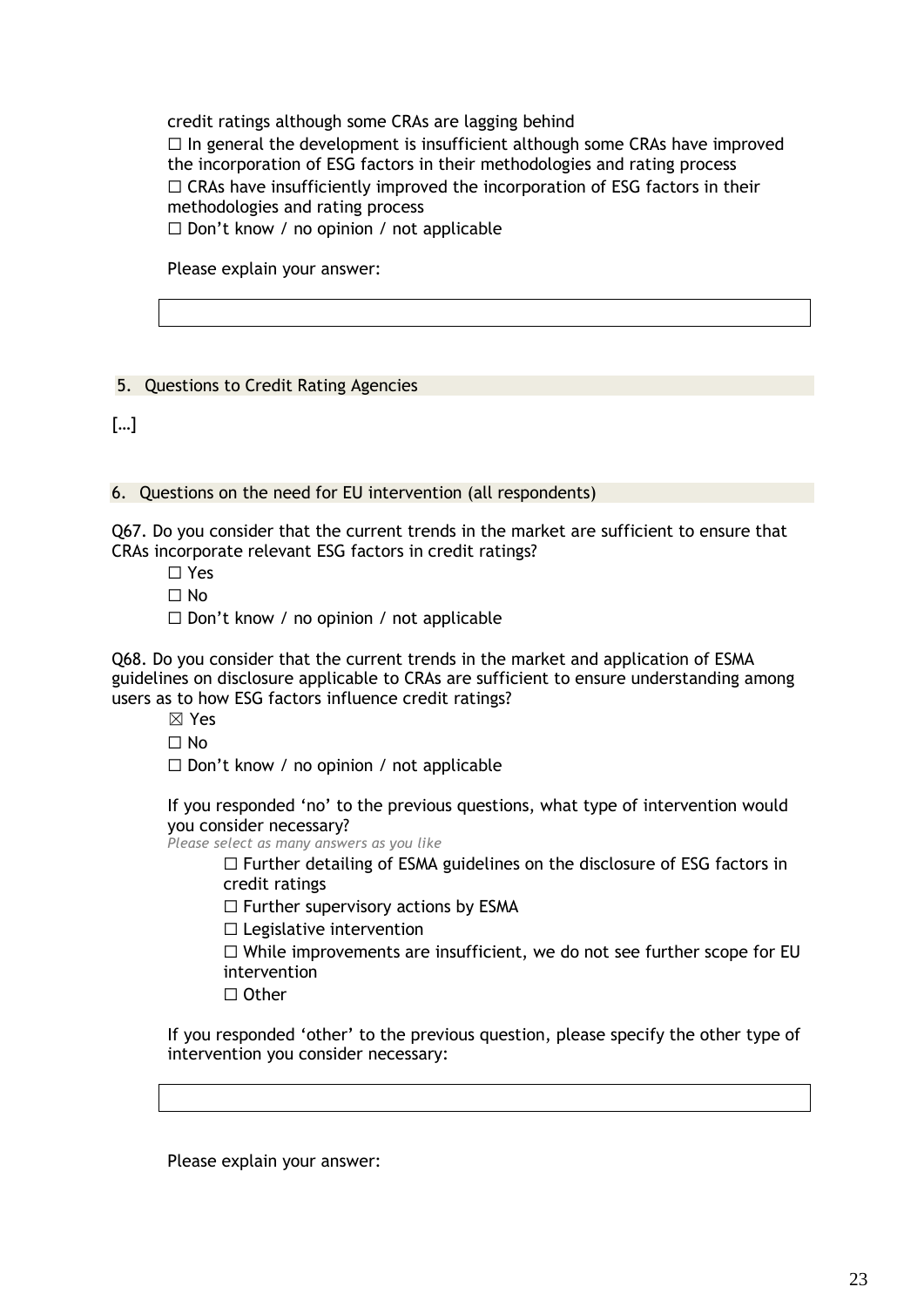credit ratings although some CRAs are lagging behind

☐ In general the development is insufficient although some CRAs have improved the incorporation of ESG factors in their methodologies and rating process

☐ CRAs have insufficiently improved the incorporation of ESG factors in their methodologies and rating process

☐ Don't know / no opinion / not applicable

Please explain your answer:

| |
|---|
| |

## 5. Questions to Credit Rating Agencies

[…]

## 6. Questions on the need for EU intervention (all respondents)

Q67. Do you consider that the current trends in the market are sufficient to ensure that CRAs incorporate relevant ESG factors in credit ratings?

☐ Yes

☐ No

☐ Don't know / no opinion / not applicable

Q68. Do you consider that the current trends in the market and application of ESMA guidelines on disclosure applicable to CRAs are sufficient to ensure understanding among users as to how ESG factors influence credit ratings?

☒ Yes

☐ No

☐ Don't know / no opinion / not applicable

If you responded 'no' to the previous questions, what type of intervention would you consider necessary?

*Please select as many answers as you like*

☐ Further detailing of ESMA guidelines on the disclosure of ESG factors in credit ratings

☐ Further supervisory actions by ESMA

☐ Legislative intervention

☐ While improvements are insufficient, we do not see further scope for EU intervention

☐ Other

If you responded 'other' to the previous question, please specify the other type of intervention you consider necessary:

| |
|---|
| |

Please explain your answer: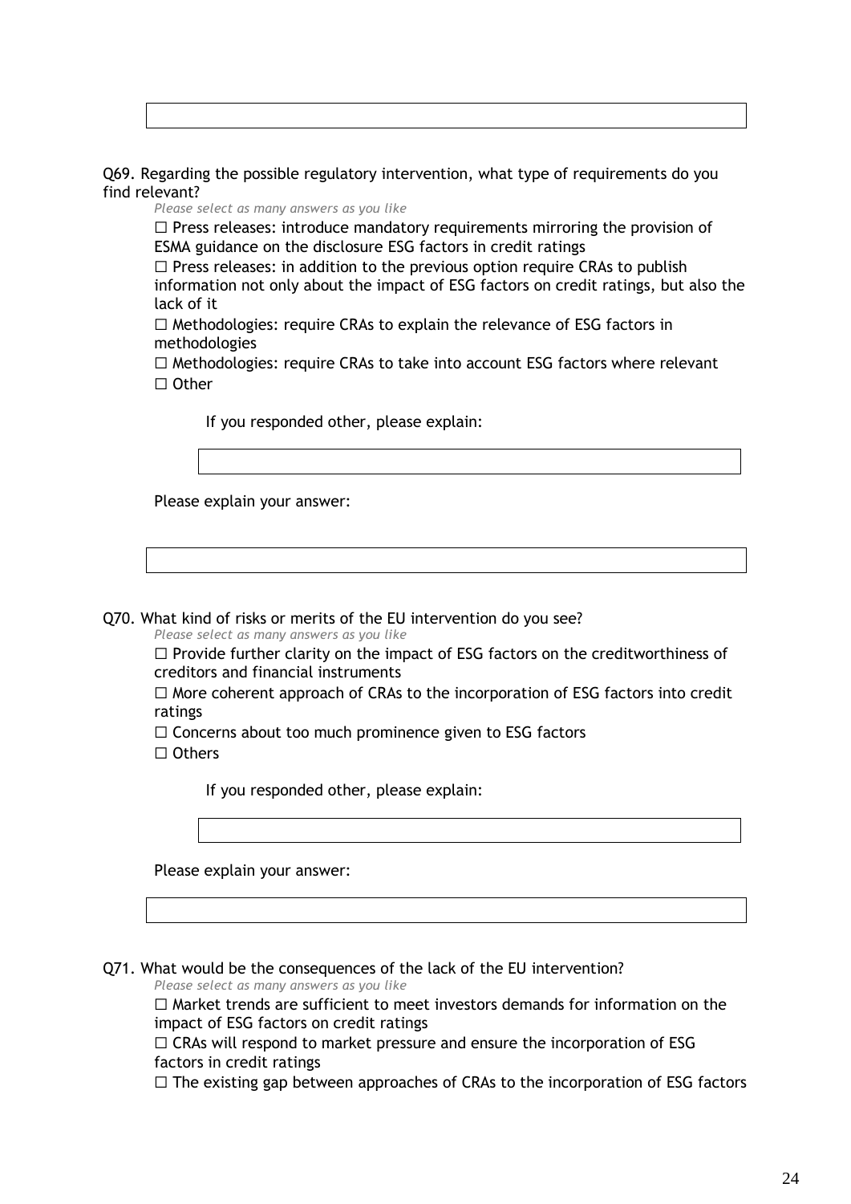Q69. Regarding the possible regulatory intervention, what type of requirements do you find relevant?

*Please select as many answers as you like*

☐ Press releases: introduce mandatory requirements mirroring the provision of ESMA guidance on the disclosure ESG factors in credit ratings

☐ Press releases: in addition to the previous option require CRAs to publish information not only about the impact of ESG factors on credit ratings, but also the lack of it

☐ Methodologies: require CRAs to explain the relevance of ESG factors in methodologies

☐ Methodologies: require CRAs to take into account ESG factors where relevant

☐ Other

If you responded other, please explain:

Please explain your answer:

Q70. What kind of risks or merits of the EU intervention do you see?

*Please select as many answers as you like*

☐ Provide further clarity on the impact of ESG factors on the creditworthiness of creditors and financial instruments

☐ More coherent approach of CRAs to the incorporation of ESG factors into credit ratings

☐ Concerns about too much prominence given to ESG factors

☐ Others

If you responded other, please explain:

Please explain your answer:

Q71. What would be the consequences of the lack of the EU intervention?

*Please select as many answers as you like*

☐ Market trends are sufficient to meet investors demands for information on the impact of ESG factors on credit ratings

☐ CRAs will respond to market pressure and ensure the incorporation of ESG factors in credit ratings

☐ The existing gap between approaches of CRAs to the incorporation of ESG factors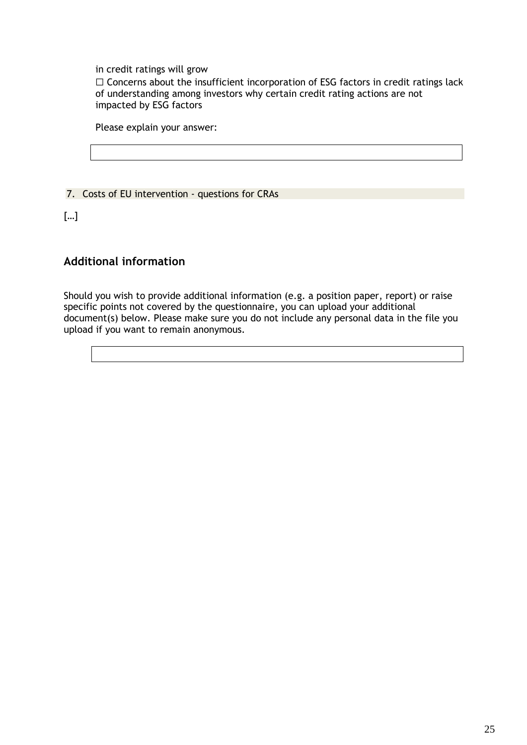in credit ratings will grow

☐ Concerns about the insufficient incorporation of ESG factors in credit ratings lack of understanding among investors why certain credit rating actions are not impacted by ESG factors

Please explain your answer:

7. Costs of EU intervention - questions for CRAs

[…]

## Additional information

Should you wish to provide additional information (e.g. a position paper, report) or raise specific points not covered by the questionnaire, you can upload your additional document(s) below. Please make sure you do not include any personal data in the file you upload if you want to remain anonymous.